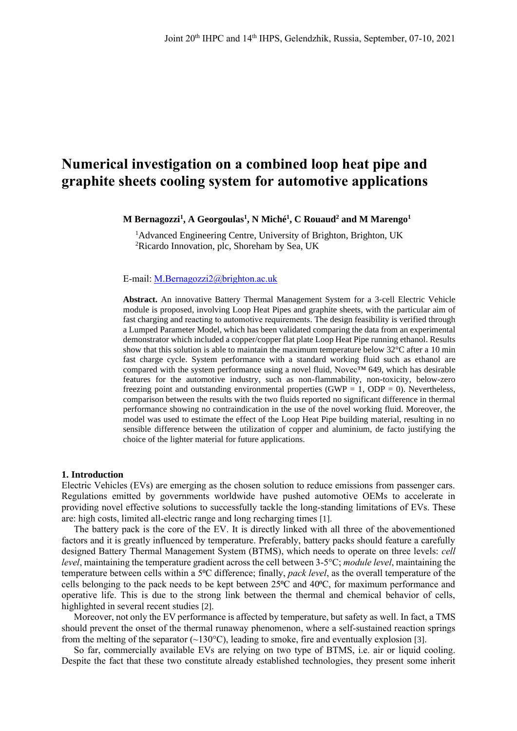# Numerical investigation on a combined loop heat pipe and graphite sheets cooling system for automotive applications

**M Bernagozzi[1], A Georgoulas[1], N Miché[1], C Rouaud[2] and M Marengo[1]**

[1]Advanced Engineering Centre, University of Brighton, Brighton, UK
[2]Ricardo Innovation, plc, Shoreham by Sea, UK

E-mail: M.Bernagozzi2@brighton.ac.uk

**Abstract.** An innovative Battery Thermal Management System for a 3-cell Electric Vehicle module is proposed, involving Loop Heat Pipes and graphite sheets, with the particular aim of fast charging and reacting to automotive requirements. The design feasibility is verified through a Lumped Parameter Model, which has been validated comparing the data from an experimental demonstrator which included a copper/copper flat plate Loop Heat Pipe running ethanol. Results show that this solution is able to maintain the maximum temperature below 32°C after a 10 min fast charge cycle. System performance with a standard working fluid such as ethanol are compared with the system performance using a novel fluid, Novec™ 649, which has desirable features for the automotive industry, such as non-flammability, non-toxicity, below-zero freezing point and outstanding environmental properties (GWP = 1, ODP = 0). Nevertheless, comparison between the results with the two fluids reported no significant difference in thermal performance showing no contraindication in the use of the novel working fluid. Moreover, the model was used to estimate the effect of the Loop Heat Pipe building material, resulting in no sensible difference between the utilization of copper and aluminium, de facto justifying the choice of the lighter material for future applications.

## 1. Introduction

Electric Vehicles (EVs) are emerging as the chosen solution to reduce emissions from passenger cars. Regulations emitted by governments worldwide have pushed automotive OEMs to accelerate in providing novel effective solutions to successfully tackle the long-standing limitations of EVs. These are: high costs, limited all-electric range and long recharging times [1].

The battery pack is the core of the EV. It is directly linked with all three of the abovementioned factors and it is greatly influenced by temperature. Preferably, battery packs should feature a carefully designed Battery Thermal Management System (BTMS), which needs to operate on three levels: *cell level*, maintaining the temperature gradient across the cell between 3-5°C; *module level*, maintaining the temperature between cells within a 5ºC difference; finally, *pack level*, as the overall temperature of the cells belonging to the pack needs to be kept between 25ºC and 40ºC, for maximum performance and operative life. This is due to the strong link between the thermal and chemical behavior of cells, highlighted in several recent studies [2].

Moreover, not only the EV performance is affected by temperature, but safety as well. In fact, a TMS should prevent the onset of the thermal runaway phenomenon, where a self-sustained reaction springs from the melting of the separator (~130°C), leading to smoke, fire and eventually explosion [3].

So far, commercially available EVs are relying on two type of BTMS, i.e. air or liquid cooling. Despite the fact that these two constitute already established technologies, they present some inherit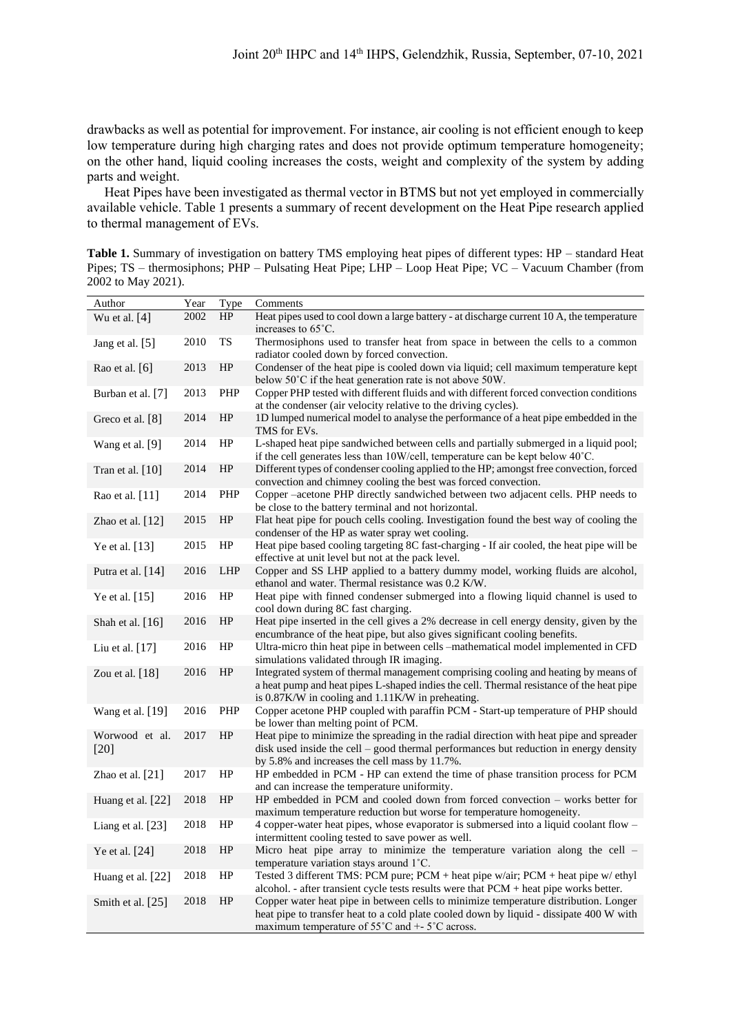drawbacks as well as potential for improvement. For instance, air cooling is not efficient enough to keep low temperature during high charging rates and does not provide optimum temperature homogeneity; on the other hand, liquid cooling increases the costs, weight and complexity of the system by adding parts and weight.

Heat Pipes have been investigated as thermal vector in BTMS but not yet employed in commercially available vehicle. Table 1 presents a summary of recent development on the Heat Pipe research applied to thermal management of EVs.

**Table 1.** Summary of investigation on battery TMS employing heat pipes of different types: HP – standard Heat Pipes; TS – thermosiphons; PHP – Pulsating Heat Pipe; LHP – Loop Heat Pipe; VC – Vacuum Chamber (from 2002 to May 2021).

| Author | Year | Type | Comments |
|---|---|---|---|
| Wu et al. [4] | 2002 | HP | Heat pipes used to cool down a large battery - at discharge current 10 A, the temperature increases to 65˚C. |
| Jang et al. [5] | 2010 | TS | Thermosiphons used to transfer heat from space in between the cells to a common radiator cooled down by forced convection. |
| Rao et al. [6] | 2013 | HP | Condenser of the heat pipe is cooled down via liquid; cell maximum temperature kept below 50˚C if the heat generation rate is not above 50W. |
| Burban et al. [7] | 2013 | PHP | Copper PHP tested with different fluids and with different forced convection conditions at the condenser (air velocity relative to the driving cycles). |
| Greco et al. [8] | 2014 | HP | 1D lumped numerical model to analyse the performance of a heat pipe embedded in the TMS for EVs. |
| Wang et al. [9] | 2014 | HP | L-shaped heat pipe sandwiched between cells and partially submerged in a liquid pool; if the cell generates less than 10W/cell, temperature can be kept below 40˚C. |
| Tran et al. [10] | 2014 | HP | Different types of condenser cooling applied to the HP; amongst free convection, forced convection and chimney cooling the best was forced convection. |
| Rao et al. [11] | 2014 | PHP | Copper –acetone PHP directly sandwiched between two adjacent cells. PHP needs to be close to the battery terminal and not horizontal. |
| Zhao et al. [12] | 2015 | HP | Flat heat pipe for pouch cells cooling. Investigation found the best way of cooling the condenser of the HP as water spray wet cooling. |
| Ye et al. [13] | 2015 | HP | Heat pipe based cooling targeting 8C fast-charging - If air cooled, the heat pipe will be effective at unit level but not at the pack level. |
| Putra et al. [14] | 2016 | LHP | Copper and SS LHP applied to a battery dummy model, working fluids are alcohol, ethanol and water. Thermal resistance was 0.2 K/W. |
| Ye et al. [15] | 2016 | HP | Heat pipe with finned condenser submerged into a flowing liquid channel is used to cool down during 8C fast charging. |
| Shah et al. [16] | 2016 | HP | Heat pipe inserted in the cell gives a 2% decrease in cell energy density, given by the encumbrance of the heat pipe, but also gives significant cooling benefits. |
| Liu et al. [17] | 2016 | HP | Ultra-micro thin heat pipe in between cells –mathematical model implemented in CFD simulations validated through IR imaging. |
| Zou et al. [18] | 2016 | HP | Integrated system of thermal management comprising cooling and heating by means of a heat pump and heat pipes L-shaped indies the cell. Thermal resistance of the heat pipe is 0.87K/W in cooling and 1.11K/W in preheating. |
| Wang et al. [19] | 2016 | PHP | Copper acetone PHP coupled with paraffin PCM - Start-up temperature of PHP should be lower than melting point of PCM. |
| Worwood et al. [20] | 2017 | HP | Heat pipe to minimize the spreading in the radial direction with heat pipe and spreader disk used inside the cell – good thermal performances but reduction in energy density by 5.8% and increases the cell mass by 11.7%. |
| Zhao et al. [21] | 2017 | HP | HP embedded in PCM - HP can extend the time of phase transition process for PCM and can increase the temperature uniformity. |
| Huang et al. [22] | 2018 | HP | HP embedded in PCM and cooled down from forced convection – works better for maximum temperature reduction but worse for temperature homogeneity. |
| Liang et al. [23] | 2018 | HP | 4 copper-water heat pipes, whose evaporator is submersed into a liquid coolant flow – intermittent cooling tested to save power as well. |
| Ye et al. [24] | 2018 | HP | Micro heat pipe array to minimize the temperature variation along the cell – temperature variation stays around 1˚C. |
| Huang et al. [22] | 2018 | HP | Tested 3 different TMS: PCM pure; PCM + heat pipe w/air; PCM + heat pipe w/ ethyl alcohol. - after transient cycle tests results were that PCM + heat pipe works better. |
| Smith et al. [25] | 2018 | HP | Copper water heat pipe in between cells to minimize temperature distribution. Longer heat pipe to transfer heat to a cold plate cooled down by liquid - dissipate 400 W with maximum temperature of 55˚C and +- 5˚C across. |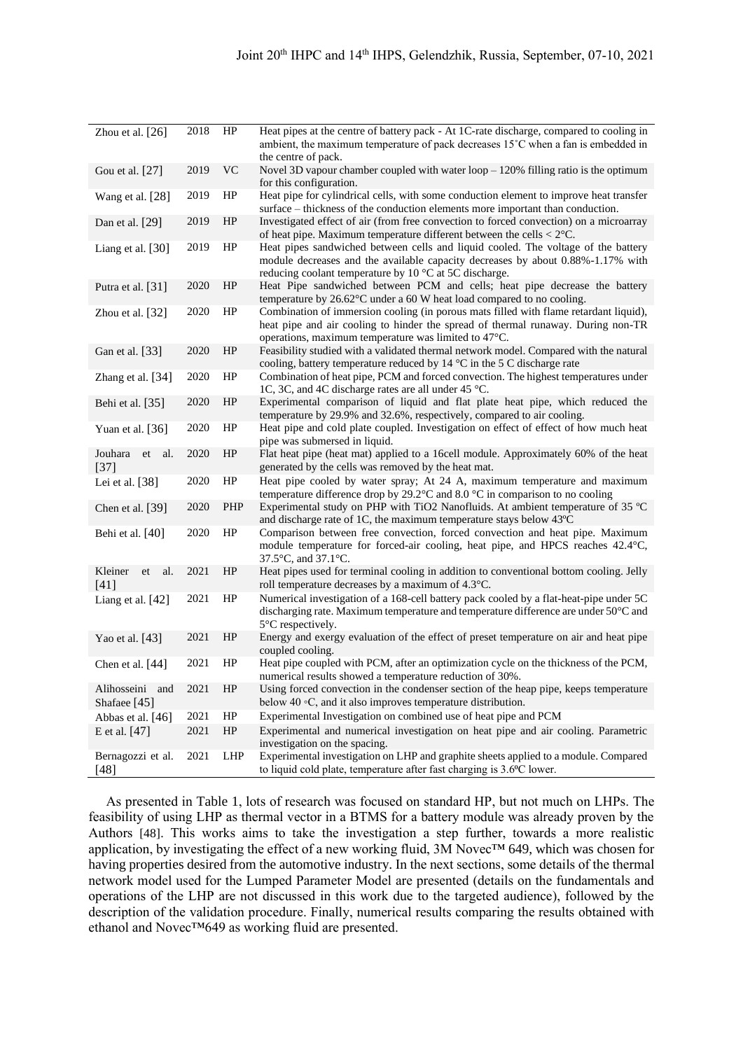| | | | |
|---|---|---|---|
| Zhou et al. [26] | 2018 | HP | Heat pipes at the centre of battery pack - At 1C-rate discharge, compared to cooling in ambient, the maximum temperature of pack decreases 15˚C when a fan is embedded in the centre of pack. |
| Gou et al. [27] | 2019 | VC | Novel 3D vapour chamber coupled with water loop – 120% filling ratio is the optimum for this configuration. |
| Wang et al. [28] | 2019 | HP | Heat pipe for cylindrical cells, with some conduction element to improve heat transfer surface – thickness of the conduction elements more important than conduction. |
| Dan et al. [29] | 2019 | HP | Investigated effect of air (from free convection to forced convection) on a microarray of heat pipe. Maximum temperature different between the cells < 2°C. |
| Liang et al. [30] | 2019 | HP | Heat pipes sandwiched between cells and liquid cooled. The voltage of the battery module decreases and the available capacity decreases by about 0.88%-1.17% with reducing coolant temperature by 10 °C at 5C discharge. |
| Putra et al. [31] | 2020 | HP | Heat Pipe sandwiched between PCM and cells; heat pipe decrease the battery temperature by 26.62°C under a 60 W heat load compared to no cooling. |
| Zhou et al. [32] | 2020 | HP | Combination of immersion cooling (in porous mats filled with flame retardant liquid), heat pipe and air cooling to hinder the spread of thermal runaway. During non-TR operations, maximum temperature was limited to 47°C. |
| Gan et al. [33] | 2020 | HP | Feasibility studied with a validated thermal network model. Compared with the natural cooling, battery temperature reduced by 14 °C in the 5 C discharge rate |
| Zhang et al. [34] | 2020 | HP | Combination of heat pipe, PCM and forced convection. The highest temperatures under 1C, 3C, and 4C discharge rates are all under 45 °C. |
| Behi et al. [35] | 2020 | HP | Experimental comparison of liquid and flat plate heat pipe, which reduced the temperature by 29.9% and 32.6%, respectively, compared to air cooling. |
| Yuan et al. [36] | 2020 | HP | Heat pipe and cold plate coupled. Investigation on effect of effect of how much heat pipe was submersed in liquid. |
| Jouhara et al. [37] | 2020 | HP | Flat heat pipe (heat mat) applied to a 16cell module. Approximately 60% of the heat generated by the cells was removed by the heat mat. |
| Lei et al. [38] | 2020 | HP | Heat pipe cooled by water spray; At 24 A, maximum temperature and maximum temperature difference drop by 29.2°C and 8.0 °C in comparison to no cooling |
| Chen et al. [39] | 2020 | PHP | Experimental study on PHP with $TiO_2$ Nanofluids. At ambient temperature of 35 ºC and discharge rate of 1C, the maximum temperature stays below 43ºC |
| Behi et al. [40] | 2020 | HP | Comparison between free convection, forced convection and heat pipe. Maximum module temperature for forced-air cooling, heat pipe, and HPCS reaches 42.4°C, 37.5°C, and 37.1°C. |
| Kleiner et al. [41] | 2021 | HP | Heat pipes used for terminal cooling in addition to conventional bottom cooling. Jelly roll temperature decreases by a maximum of 4.3°C. |
| Liang et al. [42] | 2021 | HP | Numerical investigation of a 168-cell battery pack cooled by a flat-heat-pipe under 5C discharging rate. Maximum temperature and temperature difference are under 50°C and 5°C respectively. |
| Yao et al. [43] | 2021 | HP | Energy and exergy evaluation of the effect of preset temperature on air and heat pipe coupled cooling. |
| Chen et al. [44] | 2021 | HP | Heat pipe coupled with PCM, after an optimization cycle on the thickness of the PCM, numerical results showed a temperature reduction of 30%. |
| Alihosseini and Shafaee [45] | 2021 | HP | Using forced convection in the condenser section of the heap pipe, keeps temperature below 40 ◦C, and it also improves temperature distribution. |
| Abbas et al. [46] | 2021 | HP | Experimental Investigation on combined use of heat pipe and PCM |
| E et al. [47] | 2021 | HP | Experimental and numerical investigation on heat pipe and air cooling. Parametric investigation on the spacing. |
| Bernagozzi et al. [48] | 2021 | LHP | Experimental investigation on LHP and graphite sheets applied to a module. Compared to liquid cold plate, temperature after fast charging is 3.6ºC lower. |

As presented in Table 1, lots of research was focused on standard HP, but not much on LHPs. The feasibility of using LHP as thermal vector in a BTMS for a battery module was already proven by the Authors [48]. This works aims to take the investigation a step further, towards a more realistic application, by investigating the effect of a new working fluid, 3M Novec™ 649, which was chosen for having properties desired from the automotive industry. In the next sections, some details of the thermal network model used for the Lumped Parameter Model are presented (details on the fundamentals and operations of the LHP are not discussed in this work due to the targeted audience), followed by the description of the validation procedure. Finally, numerical results comparing the results obtained with ethanol and Novec™649 as working fluid are presented.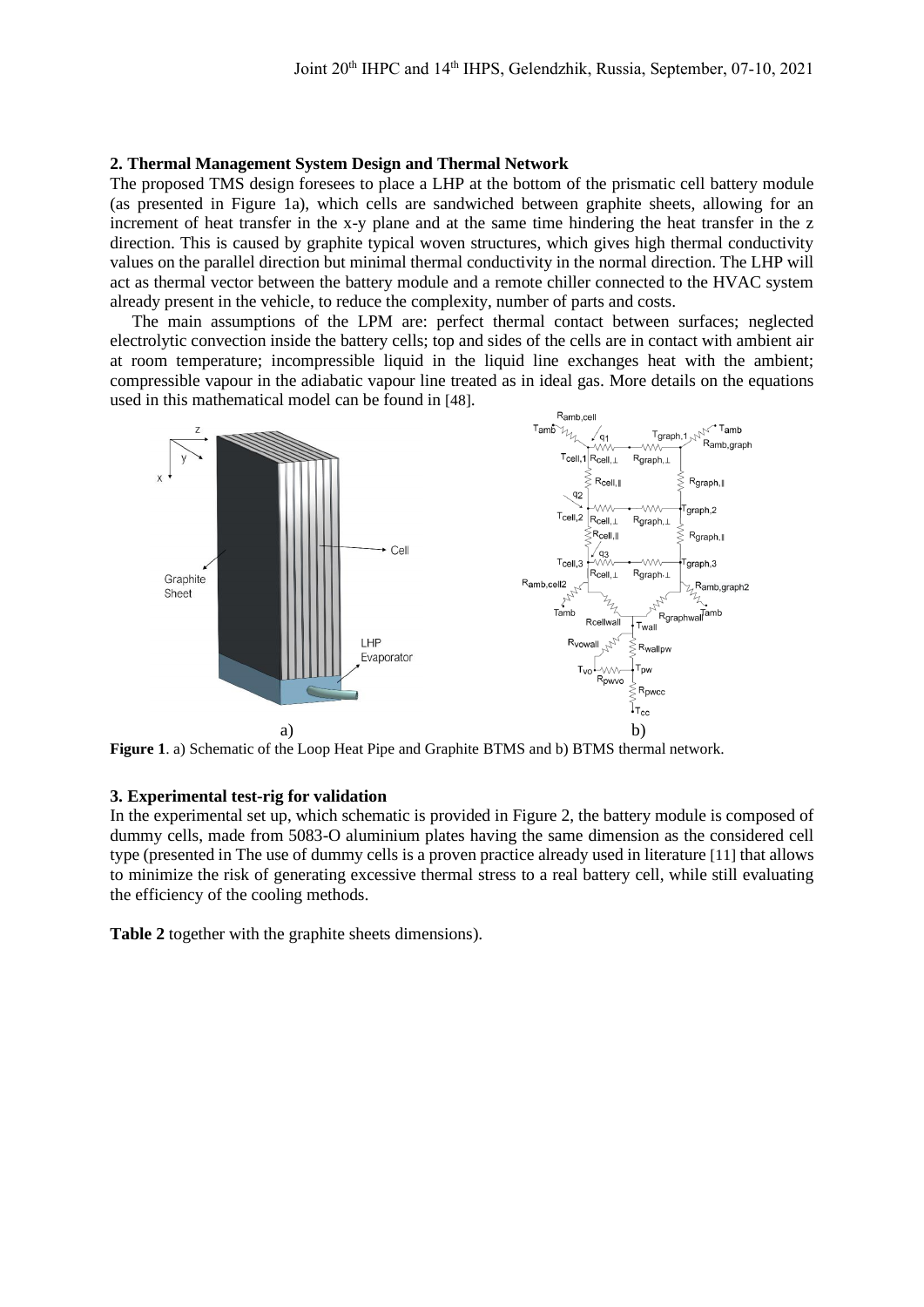## 2. Thermal Management System Design and Thermal Network

The proposed TMS design foresees to place a LHP at the bottom of the prismatic cell battery module (as presented in Figure 1a), which cells are sandwiched between graphite sheets, allowing for an increment of heat transfer in the x-y plane and at the same time hindering the heat transfer in the z direction. This is caused by graphite typical woven structures, which gives high thermal conductivity values on the parallel direction but minimal thermal conductivity in the normal direction. The LHP will act as thermal vector between the battery module and a remote chiller connected to the HVAC system already present in the vehicle, to reduce the complexity, number of parts and costs.

The main assumptions of the LPM are: perfect thermal contact between surfaces; neglected electrolytic convection inside the battery cells; top and sides of the cells are in contact with ambient air at room temperature; incompressible liquid in the liquid line exchanges heat with the ambient; compressible vapour in the adiabatic vapour line treated as in ideal gas. More details on the equations used in this mathematical model can be found in [48].

a) b)

**Figure 1**. a) Schematic of the Loop Heat Pipe and Graphite BTMS and b) BTMS thermal network.

## 3. Experimental test-rig for validation

In the experimental set up, which schematic is provided in Figure 2, the battery module is composed of dummy cells, made from 5083-O aluminium plates having the same dimension as the considered cell type (presented in The use of dummy cells is a proven practice already used in literature [11] that allows to minimize the risk of generating excessive thermal stress to a real battery cell, while still evaluating the efficiency of the cooling methods.

**Table 2** together with the graphite sheets dimensions).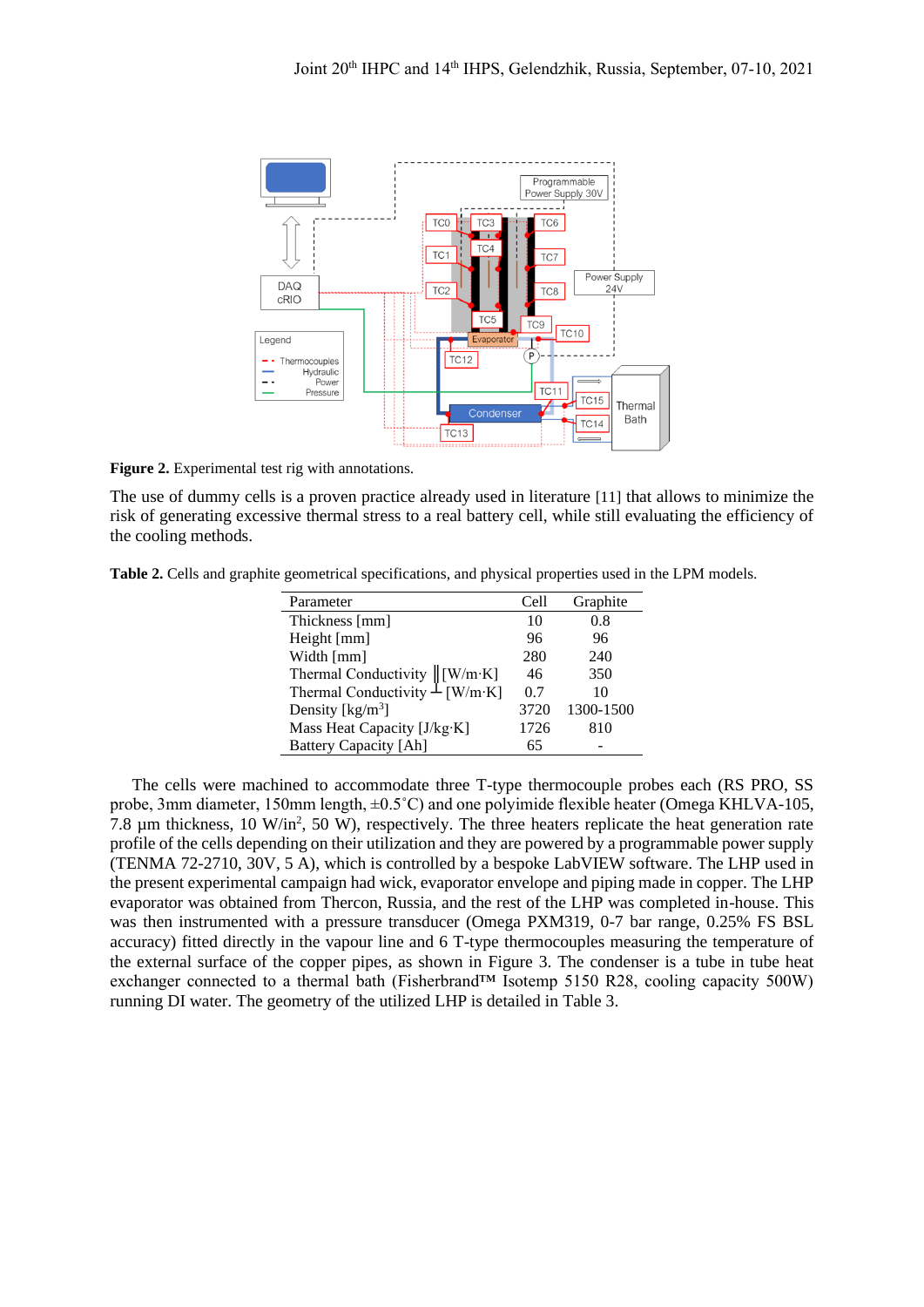**Figure 2.** Experimental test rig with annotations.

The use of dummy cells is a proven practice already used in literature [11] that allows to minimize the risk of generating excessive thermal stress to a real battery cell, while still evaluating the efficiency of the cooling methods.

**Table 2.** Cells and graphite geometrical specifications, and physical properties used in the LPM models.

| Parameter | Cell | Graphite |
|---|---|---|
| Thickness [mm] | 10 | 0.8 |
| Height [mm] | 96 | 96 |
| Width [mm] | 280 | 240 |
| Thermal Conductivity ∥ [W/m·K] | 46 | 350 |
| Thermal Conductivity ⊥ [W/m·K] | 0.7 | 10 |
| Density [kg/m$^3$] | 3720 | 1300-1500 |
| Mass Heat Capacity [J/kg·K] | 1726 | 810 |
| Battery Capacity [Ah] | 65 | - |

The cells were machined to accommodate three T-type thermocouple probes each (RS PRO, SS probe, 3mm diameter, 150mm length, ±0.5˚C) and one polyimide flexible heater (Omega KHLVA-105, 7.8 µm thickness, 10 W/in$^2$, 50 W), respectively. The three heaters replicate the heat generation rate profile of the cells depending on their utilization and they are powered by a programmable power supply (TENMA 72-2710, 30V, 5 A), which is controlled by a bespoke LabVIEW software. The LHP used in the present experimental campaign had wick, evaporator envelope and piping made in copper. The LHP evaporator was obtained from Thercon, Russia, and the rest of the LHP was completed in-house. This was then instrumented with a pressure transducer (Omega PXM319, 0-7 bar range, 0.25% FS BSL accuracy) fitted directly in the vapour line and 6 T-type thermocouples measuring the temperature of the external surface of the copper pipes, as shown in Figure 3. The condenser is a tube in tube heat exchanger connected to a thermal bath (Fisherbrand™ Isotemp 5150 R28, cooling capacity 500W) running DI water. The geometry of the utilized LHP is detailed in Table 3.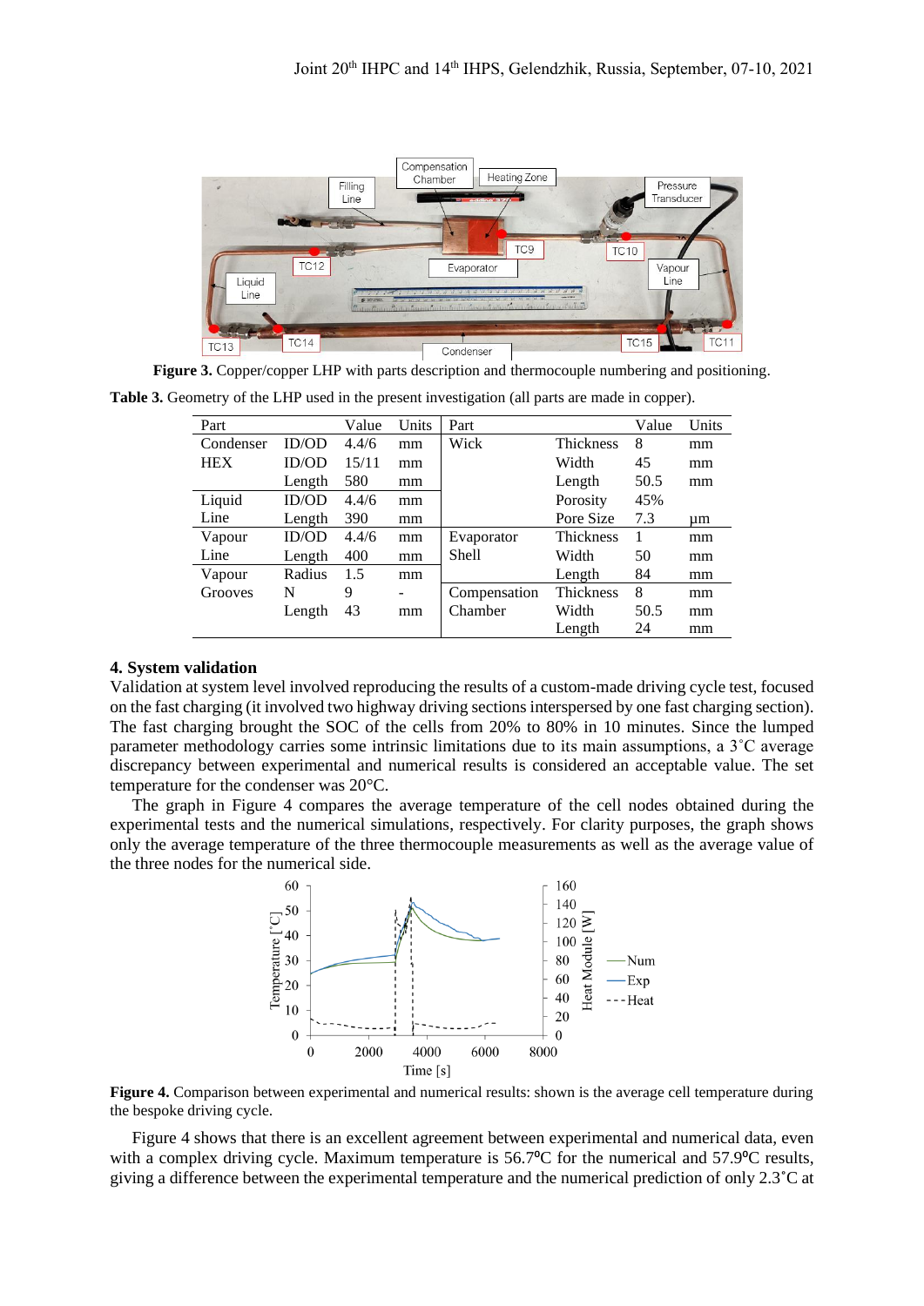**Figure 3.** Copper/copper LHP with parts description and thermocouple numbering and positioning.

**Table 3.** Geometry of the LHP used in the present investigation (all parts are made in copper).

| Part | | Value | Units | Part | | Value | Units |
|---|---|---|---|---|---|---|---|
| Condenser | ID/OD | 4.4/6 | mm | Wick | Thickness | 8 | mm |
| HEX | ID/OD | 15/11 | mm | | Width | 45 | mm |
| | Length | 580 | mm | | Length | 50.5 | mm |
| Liquid | ID/OD | 4.4/6 | mm | | Porosity | 45% | |
| Line | Length | 390 | mm | | Pore Size | 7.3 | μm |
| Vapour | ID/OD | 4.4/6 | mm | Evaporator | Thickness | 1 | mm |
| Line | Length | 400 | mm | Shell | Width | 50 | mm |
| Vapour | Radius | 1.5 | mm | | Length | 84 | mm |
| Grooves | N | 9 | - | Compensation | Thickness | 8 | mm |
| | Length | 43 | mm | Chamber | Width | 50.5 | mm |
| | | | | | Length | 24 | mm |

## 4. System validation

Validation at system level involved reproducing the results of a custom-made driving cycle test, focused on the fast charging (it involved two highway driving sections interspersed by one fast charging section). The fast charging brought the SOC of the cells from 20% to 80% in 10 minutes. Since the lumped parameter methodology carries some intrinsic limitations due to its main assumptions, a 3˚C average discrepancy between experimental and numerical results is considered an acceptable value. The set temperature for the condenser was 20°C.

The graph in Figure 4 compares the average temperature of the cell nodes obtained during the experimental tests and the numerical simulations, respectively. For clarity purposes, the graph shows only the average temperature of the three thermocouple measurements as well as the average value of the three nodes for the numerical side.

**Figure 4.** Comparison between experimental and numerical results: shown is the average cell temperature during the bespoke driving cycle.

Figure 4 shows that there is an excellent agreement between experimental and numerical data, even with a complex driving cycle. Maximum temperature is 56.7°C for the numerical and 57.9°C results, giving a difference between the experimental temperature and the numerical prediction of only 2.3˚C at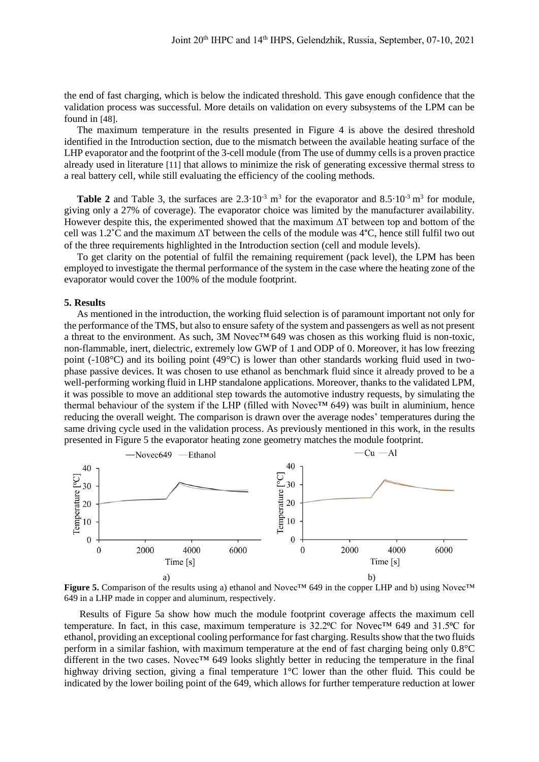the end of fast charging, which is below the indicated threshold. This gave enough confidence that the validation process was successful. More details on validation on every subsystems of the LPM can be found in [48].

The maximum temperature in the results presented in Figure 4 is above the desired threshold identified in the Introduction section, due to the mismatch between the available heating surface of the LHP evaporator and the footprint of the 3-cell module (from The use of dummy cells is a proven practice already used in literature [11] that allows to minimize the risk of generating excessive thermal stress to a real battery cell, while still evaluating the efficiency of the cooling methods.

**Table 2** and Table 3, the surfaces are $2.3 \cdot 10^{-3}$ m$^3$ for the evaporator and $8.5 \cdot 10^{-3}$ m$^3$ for module, giving only a 27% of coverage). The evaporator choice was limited by the manufacturer availability. However despite this, the experimented showed that the maximum ΔT between top and bottom of the cell was 1.2˚C and the maximum ΔT between the cells of the module was 4°C, hence still fulfil two out of the three requirements highlighted in the Introduction section (cell and module levels).

To get clarity on the potential of fulfil the remaining requirement (pack level), the LPM has been employed to investigate the thermal performance of the system in the case where the heating zone of the evaporator would cover the 100% of the module footprint.

## 5. Results

As mentioned in the introduction, the working fluid selection is of paramount important not only for the performance of the TMS, but also to ensure safety of the system and passengers as well as not present a threat to the environment. As such, 3M Novec™ 649 was chosen as this working fluid is non-toxic, non-flammable, inert, dielectric, extremely low GWP of 1 and ODP of 0. Moreover, it has low freezing point (-108°C) and its boiling point (49°C) is lower than other standards working fluid used in two-phase passive devices. It was chosen to use ethanol as benchmark fluid since it already proved to be a well-performing working fluid in LHP standalone applications. Moreover, thanks to the validated LPM, it was possible to move an additional step towards the automotive industry requests, by simulating the thermal behaviour of the system if the LHP (filled with Novec™ 649) was built in aluminium, hence reducing the overall weight. The comparison is drawn over the average nodes' temperatures during the same driving cycle used in the validation process. As previously mentioned in this work, in the results presented in Figure 5 the evaporator heating zone geometry matches the module footprint.

**Figure 5.** Comparison of the results using a) ethanol and Novec™ 649 in the copper LHP and b) using Novec™ 649 in a LHP made in copper and aluminum, respectively.

Results of Figure 5a show how much the module footprint coverage affects the maximum cell temperature. In fact, in this case, maximum temperature is 32.2ºC for Novec™ 649 and 31.5ºC for ethanol, providing an exceptional cooling performance for fast charging. Results show that the two fluids perform in a similar fashion, with maximum temperature at the end of fast charging being only 0.8°C different in the two cases. Novec™ 649 looks slightly better in reducing the temperature in the final highway driving section, giving a final temperature 1°C lower than the other fluid. This could be indicated by the lower boiling point of the 649, which allows for further temperature reduction at lower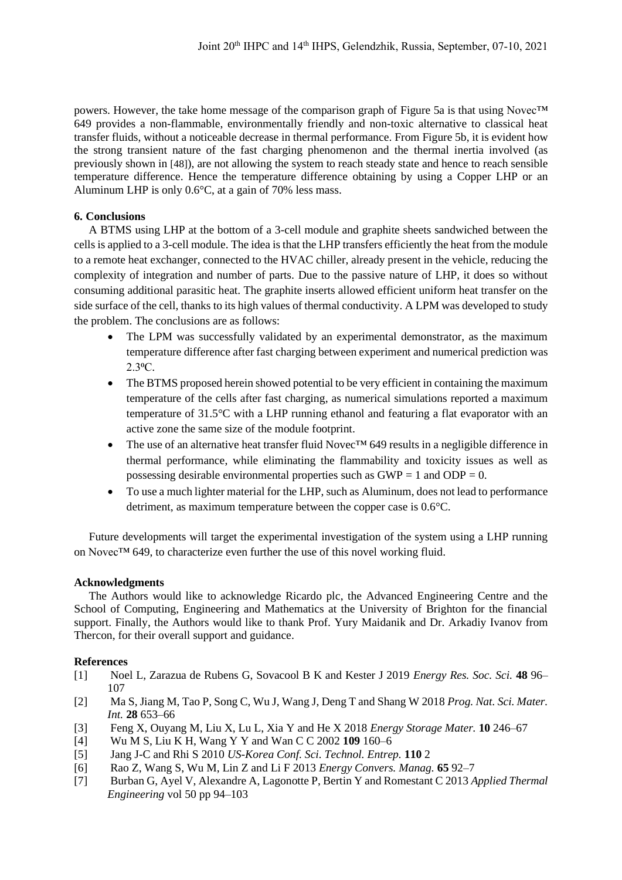powers. However, the take home message of the comparison graph of Figure 5a is that using Novec™ 649 provides a non-flammable, environmentally friendly and non-toxic alternative to classical heat transfer fluids, without a noticeable decrease in thermal performance. From Figure 5b, it is evident how the strong transient nature of the fast charging phenomenon and the thermal inertia involved (as previously shown in [48]), are not allowing the system to reach steady state and hence to reach sensible temperature difference. Hence the temperature difference obtaining by using a Copper LHP or an Aluminum LHP is only 0.6°C, at a gain of 70% less mass.

## 6. Conclusions

A BTMS using LHP at the bottom of a 3-cell module and graphite sheets sandwiched between the cells is applied to a 3-cell module. The idea is that the LHP transfers efficiently the heat from the module to a remote heat exchanger, connected to the HVAC chiller, already present in the vehicle, reducing the complexity of integration and number of parts. Due to the passive nature of LHP, it does so without consuming additional parasitic heat. The graphite inserts allowed efficient uniform heat transfer on the side surface of the cell, thanks to its high values of thermal conductivity. A LPM was developed to study the problem. The conclusions are as follows:

- The LPM was successfully validated by an experimental demonstrator, as the maximum temperature difference after fast charging between experiment and numerical prediction was 2.3ºC.
- The BTMS proposed herein showed potential to be very efficient in containing the maximum temperature of the cells after fast charging, as numerical simulations reported a maximum temperature of 31.5°C with a LHP running ethanol and featuring a flat evaporator with an active zone the same size of the module footprint.
- The use of an alternative heat transfer fluid Novec™ 649 results in a negligible difference in thermal performance, while eliminating the flammability and toxicity issues as well as possessing desirable environmental properties such as GWP = 1 and ODP = 0.
- To use a much lighter material for the LHP, such as Aluminum, does not lead to performance detriment, as maximum temperature between the copper case is 0.6°C.

Future developments will target the experimental investigation of the system using a LHP running on Novec™ 649, to characterize even further the use of this novel working fluid.

### Acknowledgments

The Authors would like to acknowledge Ricardo plc, the Advanced Engineering Centre and the School of Computing, Engineering and Mathematics at the University of Brighton for the financial support. Finally, the Authors would like to thank Prof. Yury Maidanik and Dr. Arkadiy Ivanov from Thercon, for their overall support and guidance.

### References

[1] Noel L, Zarazua de Rubens G, Sovacool B K and Kester J 2019 *Energy Res. Soc. Sci.* **48** 96–107

[2] Ma S, Jiang M, Tao P, Song C, Wu J, Wang J, Deng T and Shang W 2018 *Prog. Nat. Sci. Mater. Int.* **28** 653–66

[3] Feng X, Ouyang M, Liu X, Lu L, Xia Y and He X 2018 *Energy Storage Mater.* **10** 246–67

[4] Wu M S, Liu K H, Wang Y Y and Wan C C 2002 **109** 160–6

[5] Jang J-C and Rhi S 2010 *US-Korea Conf. Sci. Technol. Entrep.* **110** 2

[6] Rao Z, Wang S, Wu M, Lin Z and Li F 2013 *Energy Convers. Manag.* **65** 92–7

[7] Burban G, Ayel V, Alexandre A, Lagonotte P, Bertin Y and Romestant C 2013 *Applied Thermal Engineering* vol 50 pp 94–103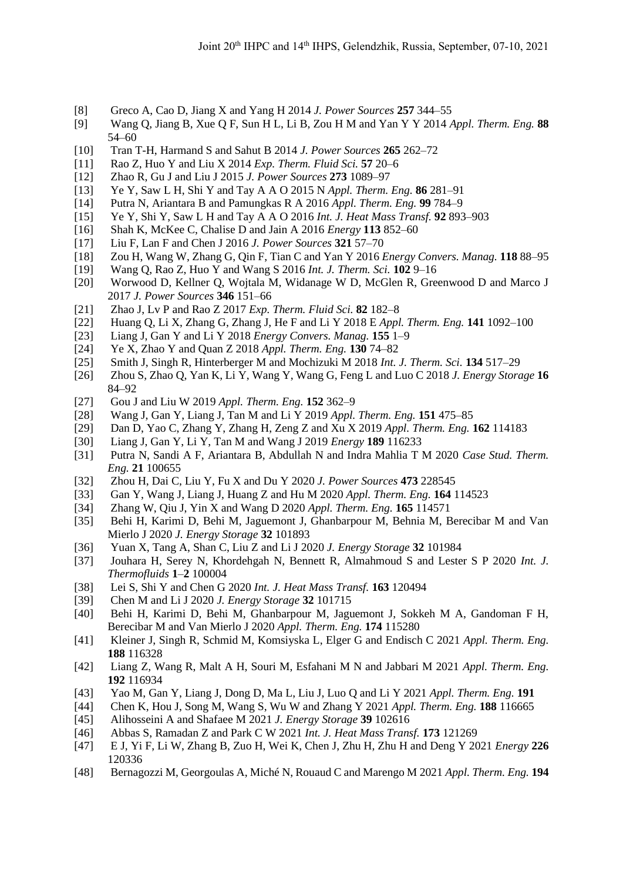[8] Greco A, Cao D, Jiang X and Yang H 2014 *J. Power Sources* **257** 344–55

[9] Wang Q, Jiang B, Xue Q F, Sun H L, Li B, Zou H M and Yan Y Y 2014 *Appl. Therm. Eng.* **88** 54–60

[10] Tran T-H, Harmand S and Sahut B 2014 *J. Power Sources* **265** 262–72

[11] Rao Z, Huo Y and Liu X 2014 *Exp. Therm. Fluid Sci.* **57** 20–6

[12] Zhao R, Gu J and Liu J 2015 *J. Power Sources* **273** 1089–97

[13] Ye Y, Saw L H, Shi Y and Tay A A O 2015 N *Appl. Therm. Eng.* **86** 281–91

[14] Putra N, Ariantara B and Pamungkas R A 2016 *Appl. Therm. Eng.* **99** 784–9

[15] Ye Y, Shi Y, Saw L H and Tay A A O 2016 *Int. J. Heat Mass Transf.* **92** 893–903

[16] Shah K, McKee C, Chalise D and Jain A 2016 *Energy* **113** 852–60

[17] Liu F, Lan F and Chen J 2016 *J. Power Sources* **321** 57–70

[18] Zou H, Wang W, Zhang G, Qin F, Tian C and Yan Y 2016 *Energy Convers. Manag.* **118** 88–95

[19] Wang Q, Rao Z, Huo Y and Wang S 2016 *Int. J. Therm. Sci.* **102** 9–16

[20] Worwood D, Kellner Q, Wojtala M, Widanage W D, McGlen R, Greenwood D and Marco J 2017 *J. Power Sources* **346** 151–66

[21] Zhao J, Lv P and Rao Z 2017 *Exp. Therm. Fluid Sci.* **82** 182–8

[22] Huang Q, Li X, Zhang G, Zhang J, He F and Li Y 2018 E *Appl. Therm. Eng.* **141** 1092–100

[23] Liang J, Gan Y and Li Y 2018 *Energy Convers. Manag.* **155** 1–9

[24] Ye X, Zhao Y and Quan Z 2018 *Appl. Therm. Eng.* **130** 74–82

[25] Smith J, Singh R, Hinterberger M and Mochizuki M 2018 *Int. J. Therm. Sci.* **134** 517–29

[26] Zhou S, Zhao Q, Yan K, Li Y, Wang Y, Wang G, Feng L and Luo C 2018 *J. Energy Storage* **16** 84–92

[27] Gou J and Liu W 2019 *Appl. Therm. Eng.* **152** 362–9

[28] Wang J, Gan Y, Liang J, Tan M and Li Y 2019 *Appl. Therm. Eng.* **151** 475–85

[29] Dan D, Yao C, Zhang Y, Zhang H, Zeng Z and Xu X 2019 *Appl. Therm. Eng.* **162** 114183

[30] Liang J, Gan Y, Li Y, Tan M and Wang J 2019 *Energy* **189** 116233

[31] Putra N, Sandi A F, Ariantara B, Abdullah N and Indra Mahlia T M 2020 *Case Stud. Therm. Eng.* **21** 100655

[32] Zhou H, Dai C, Liu Y, Fu X and Du Y 2020 *J. Power Sources* **473** 228545

[33] Gan Y, Wang J, Liang J, Huang Z and Hu M 2020 *Appl. Therm. Eng.* **164** 114523

[34] Zhang W, Qiu J, Yin X and Wang D 2020 *Appl. Therm. Eng.* **165** 114571

[35] Behi H, Karimi D, Behi M, Jaguemont J, Ghanbarpour M, Behnia M, Berecibar M and Van Mierlo J 2020 *J. Energy Storage* **32** 101893

[36] Yuan X, Tang A, Shan C, Liu Z and Li J 2020 *J. Energy Storage* **32** 101984

[37] Jouhara H, Serey N, Khordehgah N, Bennett R, Almahmoud S and Lester S P 2020 *Int. J. Thermofluids* **1**–**2** 100004

[38] Lei S, Shi Y and Chen G 2020 *Int. J. Heat Mass Transf.* **163** 120494

[39] Chen M and Li J 2020 *J. Energy Storage* **32** 101715

[40] Behi H, Karimi D, Behi M, Ghanbarpour M, Jaguemont J, Sokkeh M A, Gandoman F H, Berecibar M and Van Mierlo J 2020 *Appl. Therm. Eng.* **174** 115280

[41] Kleiner J, Singh R, Schmid M, Komsiyska L, Elger G and Endisch C 2021 *Appl. Therm. Eng.* **188** 116328

[42] Liang Z, Wang R, Malt A H, Souri M, Esfahani M N and Jabbari M 2021 *Appl. Therm. Eng.* **192** 116934

[43] Yao M, Gan Y, Liang J, Dong D, Ma L, Liu J, Luo Q and Li Y 2021 *Appl. Therm. Eng.* **191**

[44] Chen K, Hou J, Song M, Wang S, Wu W and Zhang Y 2021 *Appl. Therm. Eng.* **188** 116665

[45] Alihosseini A and Shafaee M 2021 *J. Energy Storage* **39** 102616

[46] Abbas S, Ramadan Z and Park C W 2021 *Int. J. Heat Mass Transf.* **173** 121269

[47] E J, Yi F, Li W, Zhang B, Zuo H, Wei K, Chen J, Zhu H, Zhu H and Deng Y 2021 *Energy* **226** 120336

[48] Bernagozzi M, Georgoulas A, Miché N, Rouaud C and Marengo M 2021 *Appl. Therm. Eng.* **194**